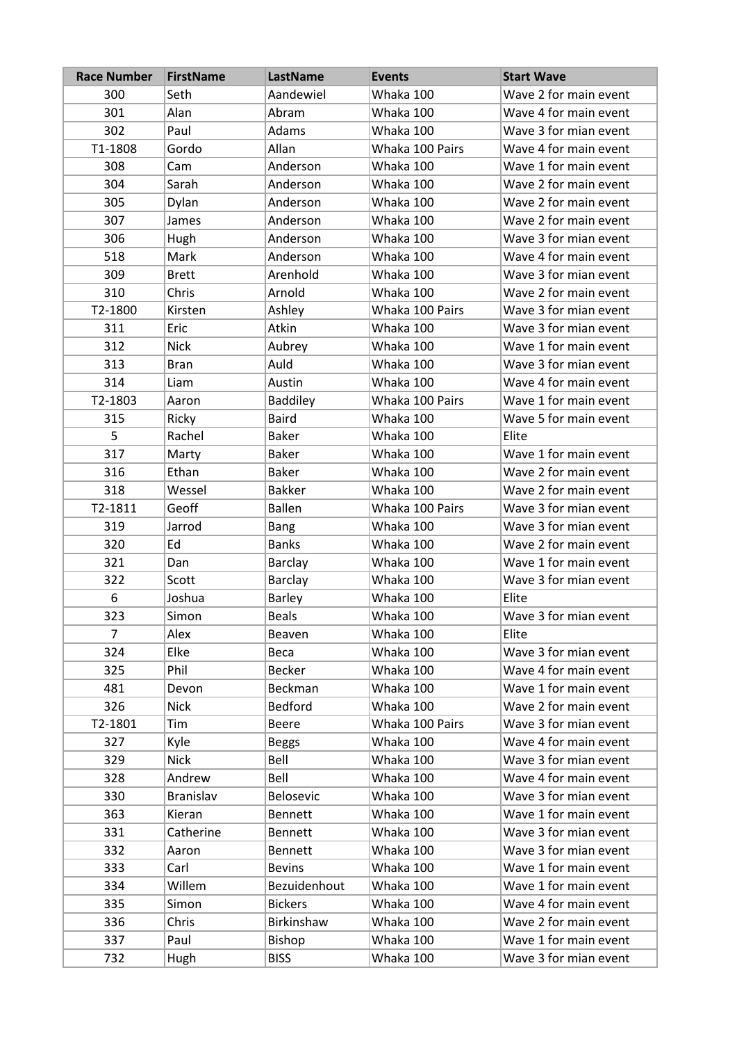| Race Number | FirstName | LastName | Events | Start Wave |
|---|---|---|---|---|
| 300 | Seth | Aandewiel | Whaka 100 | Wave 2 for main event |
| 301 | Alan | Abram | Whaka 100 | Wave 4 for main event |
| 302 | Paul | Adams | Whaka 100 | Wave 3 for mian event |
| T1-1808 | Gordo | Allan | Whaka 100 Pairs | Wave 4 for main event |
| 308 | Cam | Anderson | Whaka 100 | Wave 1 for main event |
| 304 | Sarah | Anderson | Whaka 100 | Wave 2 for main event |
| 305 | Dylan | Anderson | Whaka 100 | Wave 2 for main event |
| 307 | James | Anderson | Whaka 100 | Wave 2 for main event |
| 306 | Hugh | Anderson | Whaka 100 | Wave 3 for mian event |
| 518 | Mark | Anderson | Whaka 100 | Wave 4 for main event |
| 309 | Brett | Arenhold | Whaka 100 | Wave 3 for mian event |
| 310 | Chris | Arnold | Whaka 100 | Wave 2 for main event |
| T2-1800 | Kirsten | Ashley | Whaka 100 Pairs | Wave 3 for mian event |
| 311 | Eric | Atkin | Whaka 100 | Wave 3 for mian event |
| 312 | Nick | Aubrey | Whaka 100 | Wave 1 for main event |
| 313 | Bran | Auld | Whaka 100 | Wave 3 for mian event |
| 314 | Liam | Austin | Whaka 100 | Wave 4 for main event |
| T2-1803 | Aaron | Baddiley | Whaka 100 Pairs | Wave 1 for main event |
| 315 | Ricky | Baird | Whaka 100 | Wave 5 for main event |
| 5 | Rachel | Baker | Whaka 100 | Elite |
| 317 | Marty | Baker | Whaka 100 | Wave 1 for main event |
| 316 | Ethan | Baker | Whaka 100 | Wave 2 for main event |
| 318 | Wessel | Bakker | Whaka 100 | Wave 2 for main event |
| T2-1811 | Geoff | Ballen | Whaka 100 Pairs | Wave 3 for mian event |
| 319 | Jarrod | Bang | Whaka 100 | Wave 3 for mian event |
| 320 | Ed | Banks | Whaka 100 | Wave 2 for main event |
| 321 | Dan | Barclay | Whaka 100 | Wave 1 for main event |
| 322 | Scott | Barclay | Whaka 100 | Wave 3 for mian event |
| 6 | Joshua | Barley | Whaka 100 | Elite |
| 323 | Simon | Beals | Whaka 100 | Wave 3 for mian event |
| 7 | Alex | Beaven | Whaka 100 | Elite |
| 324 | Elke | Beca | Whaka 100 | Wave 3 for mian event |
| 325 | Phil | Becker | Whaka 100 | Wave 4 for main event |
| 481 | Devon | Beckman | Whaka 100 | Wave 1 for main event |
| 326 | Nick | Bedford | Whaka 100 | Wave 2 for main event |
| T2-1801 | Tim | Beere | Whaka 100 Pairs | Wave 3 for mian event |
| 327 | Kyle | Beggs | Whaka 100 | Wave 4 for main event |
| 329 | Nick | Bell | Whaka 100 | Wave 3 for mian event |
| 328 | Andrew | Bell | Whaka 100 | Wave 4 for main event |
| 330 | Branislav | Belosevic | Whaka 100 | Wave 3 for mian event |
| 363 | Kieran | Bennett | Whaka 100 | Wave 1 for main event |
| 331 | Catherine | Bennett | Whaka 100 | Wave 3 for mian event |
| 332 | Aaron | Bennett | Whaka 100 | Wave 3 for mian event |
| 333 | Carl | Bevins | Whaka 100 | Wave 1 for main event |
| 334 | Willem | Bezuidenhout | Whaka 100 | Wave 1 for main event |
| 335 | Simon | Bickers | Whaka 100 | Wave 4 for main event |
| 336 | Chris | Birkinshaw | Whaka 100 | Wave 2 for main event |
| 337 | Paul | Bishop | Whaka 100 | Wave 1 for main event |
| 732 | Hugh | BISS | Whaka 100 | Wave 3 for mian event |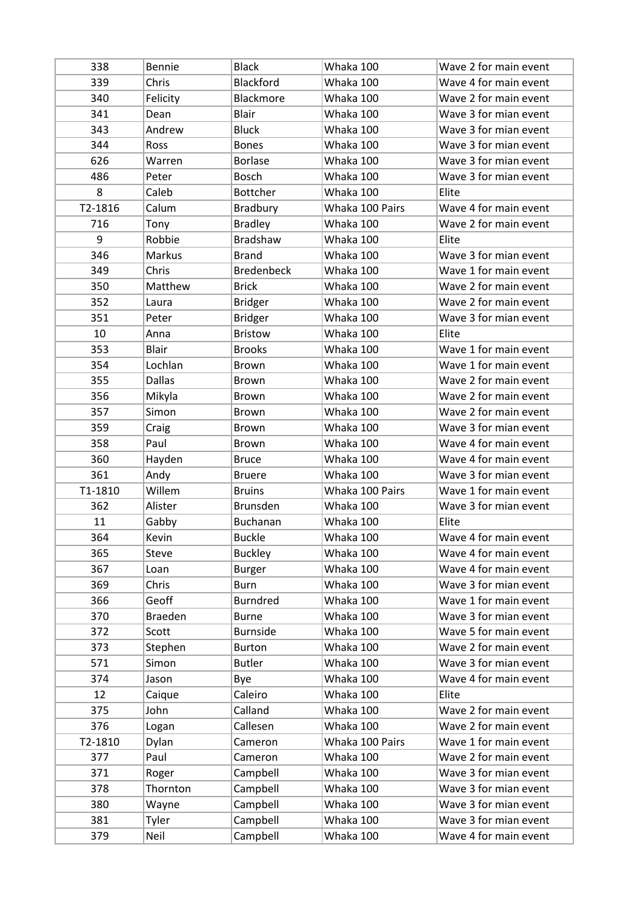| 338 | Bennie | Black | Whaka 100 | Wave 2 for main event |
|---|---|---|---|---|
| 339 | Chris | Blackford | Whaka 100 | Wave 4 for main event |
| 340 | Felicity | Blackmore | Whaka 100 | Wave 2 for main event |
| 341 | Dean | Blair | Whaka 100 | Wave 3 for mian event |
| 343 | Andrew | Bluck | Whaka 100 | Wave 3 for mian event |
| 344 | Ross | Bones | Whaka 100 | Wave 3 for mian event |
| 626 | Warren | Borlase | Whaka 100 | Wave 3 for mian event |
| 486 | Peter | Bosch | Whaka 100 | Wave 3 for mian event |
| 8 | Caleb | Bottcher | Whaka 100 | Elite |
| T2-1816 | Calum | Bradbury | Whaka 100 Pairs | Wave 4 for main event |
| 716 | Tony | Bradley | Whaka 100 | Wave 2 for main event |
| 9 | Robbie | Bradshaw | Whaka 100 | Elite |
| 346 | Markus | Brand | Whaka 100 | Wave 3 for mian event |
| 349 | Chris | Bredenbeck | Whaka 100 | Wave 1 for main event |
| 350 | Matthew | Brick | Whaka 100 | Wave 2 for main event |
| 352 | Laura | Bridger | Whaka 100 | Wave 2 for main event |
| 351 | Peter | Bridger | Whaka 100 | Wave 3 for mian event |
| 10 | Anna | Bristow | Whaka 100 | Elite |
| 353 | Blair | Brooks | Whaka 100 | Wave 1 for main event |
| 354 | Lochlan | Brown | Whaka 100 | Wave 1 for main event |
| 355 | Dallas | Brown | Whaka 100 | Wave 2 for main event |
| 356 | Mikyla | Brown | Whaka 100 | Wave 2 for main event |
| 357 | Simon | Brown | Whaka 100 | Wave 2 for main event |
| 359 | Craig | Brown | Whaka 100 | Wave 3 for mian event |
| 358 | Paul | Brown | Whaka 100 | Wave 4 for main event |
| 360 | Hayden | Bruce | Whaka 100 | Wave 4 for main event |
| 361 | Andy | Bruere | Whaka 100 | Wave 3 for mian event |
| T1-1810 | Willem | Bruins | Whaka 100 Pairs | Wave 1 for main event |
| 362 | Alister | Brunsden | Whaka 100 | Wave 3 for mian event |
| 11 | Gabby | Buchanan | Whaka 100 | Elite |
| 364 | Kevin | Buckle | Whaka 100 | Wave 4 for main event |
| 365 | Steve | Buckley | Whaka 100 | Wave 4 for main event |
| 367 | Loan | Burger | Whaka 100 | Wave 4 for main event |
| 369 | Chris | Burn | Whaka 100 | Wave 3 for mian event |
| 366 | Geoff | Burndred | Whaka 100 | Wave 1 for main event |
| 370 | Braeden | Burne | Whaka 100 | Wave 3 for mian event |
| 372 | Scott | Burnside | Whaka 100 | Wave 5 for main event |
| 373 | Stephen | Burton | Whaka 100 | Wave 2 for main event |
| 571 | Simon | Butler | Whaka 100 | Wave 3 for mian event |
| 374 | Jason | Bye | Whaka 100 | Wave 4 for main event |
| 12 | Caique | Caleiro | Whaka 100 | Elite |
| 375 | John | Calland | Whaka 100 | Wave 2 for main event |
| 376 | Logan | Callesen | Whaka 100 | Wave 2 for main event |
| T2-1810 | Dylan | Cameron | Whaka 100 Pairs | Wave 1 for main event |
| 377 | Paul | Cameron | Whaka 100 | Wave 2 for main event |
| 371 | Roger | Campbell | Whaka 100 | Wave 3 for mian event |
| 378 | Thornton | Campbell | Whaka 100 | Wave 3 for mian event |
| 380 | Wayne | Campbell | Whaka 100 | Wave 3 for mian event |
| 381 | Tyler | Campbell | Whaka 100 | Wave 3 for mian event |
| 379 | Neil | Campbell | Whaka 100 | Wave 4 for main event |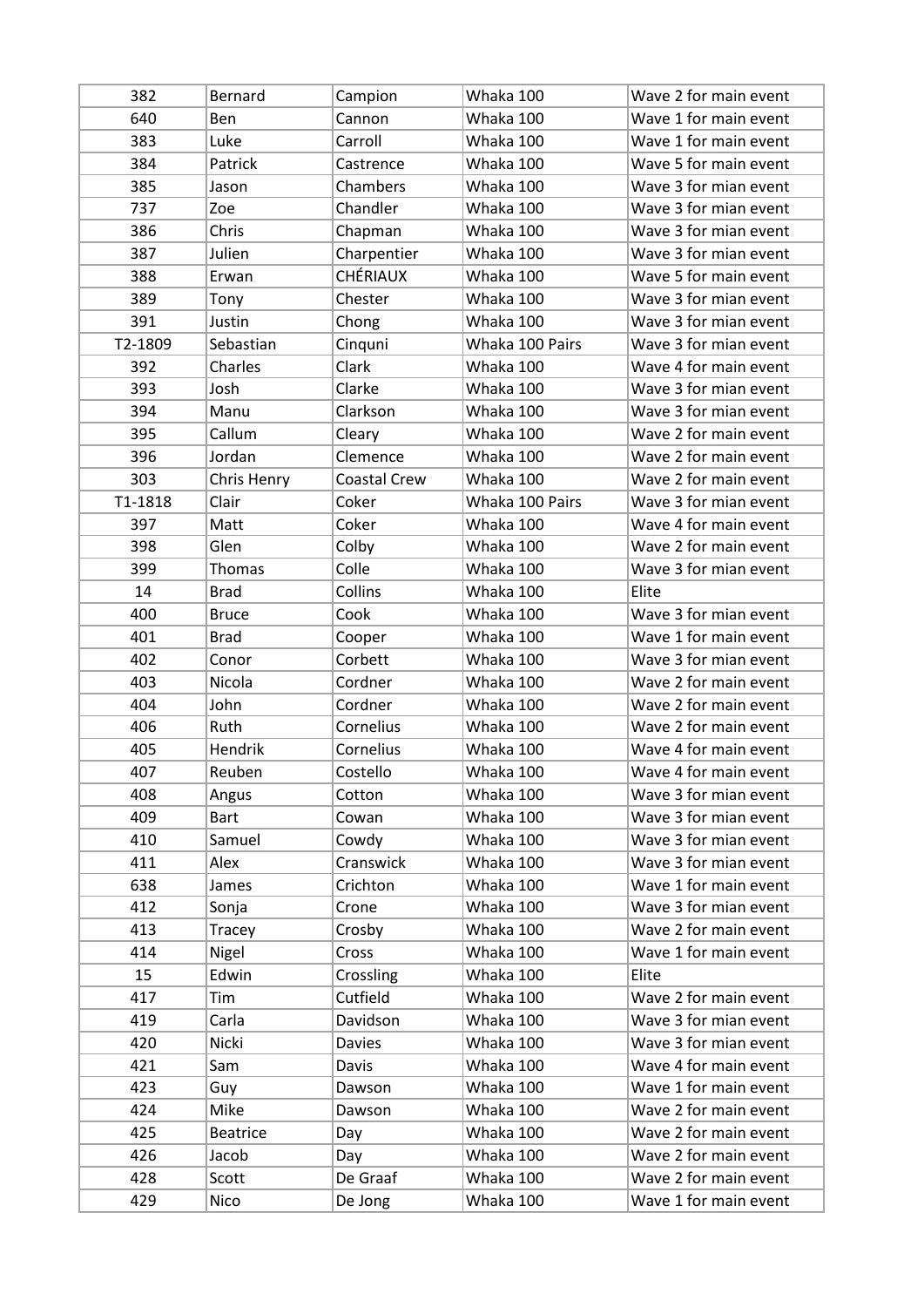| 382 | Bernard | Campion | Whaka 100 | Wave 2 for main event |
|---|---|---|---|---|
| 640 | Ben | Cannon | Whaka 100 | Wave 1 for main event |
| 383 | Luke | Carroll | Whaka 100 | Wave 1 for main event |
| 384 | Patrick | Castrence | Whaka 100 | Wave 5 for main event |
| 385 | Jason | Chambers | Whaka 100 | Wave 3 for mian event |
| 737 | Zoe | Chandler | Whaka 100 | Wave 3 for mian event |
| 386 | Chris | Chapman | Whaka 100 | Wave 3 for mian event |
| 387 | Julien | Charpentier | Whaka 100 | Wave 3 for mian event |
| 388 | Erwan | CHÉRIAUX | Whaka 100 | Wave 5 for main event |
| 389 | Tony | Chester | Whaka 100 | Wave 3 for mian event |
| 391 | Justin | Chong | Whaka 100 | Wave 3 for mian event |
| T2-1809 | Sebastian | Cinquni | Whaka 100 Pairs | Wave 3 for mian event |
| 392 | Charles | Clark | Whaka 100 | Wave 4 for main event |
| 393 | Josh | Clarke | Whaka 100 | Wave 3 for mian event |
| 394 | Manu | Clarkson | Whaka 100 | Wave 3 for mian event |
| 395 | Callum | Cleary | Whaka 100 | Wave 2 for main event |
| 396 | Jordan | Clemence | Whaka 100 | Wave 2 for main event |
| 303 | Chris Henry | Coastal Crew | Whaka 100 | Wave 2 for main event |
| T1-1818 | Clair | Coker | Whaka 100 Pairs | Wave 3 for mian event |
| 397 | Matt | Coker | Whaka 100 | Wave 4 for main event |
| 398 | Glen | Colby | Whaka 100 | Wave 2 for main event |
| 399 | Thomas | Colle | Whaka 100 | Wave 3 for mian event |
| 14 | Brad | Collins | Whaka 100 | Elite |
| 400 | Bruce | Cook | Whaka 100 | Wave 3 for mian event |
| 401 | Brad | Cooper | Whaka 100 | Wave 1 for main event |
| 402 | Conor | Corbett | Whaka 100 | Wave 3 for mian event |
| 403 | Nicola | Cordner | Whaka 100 | Wave 2 for main event |
| 404 | John | Cordner | Whaka 100 | Wave 2 for main event |
| 406 | Ruth | Cornelius | Whaka 100 | Wave 2 for main event |
| 405 | Hendrik | Cornelius | Whaka 100 | Wave 4 for main event |
| 407 | Reuben | Costello | Whaka 100 | Wave 4 for main event |
| 408 | Angus | Cotton | Whaka 100 | Wave 3 for mian event |
| 409 | Bart | Cowan | Whaka 100 | Wave 3 for mian event |
| 410 | Samuel | Cowdy | Whaka 100 | Wave 3 for mian event |
| 411 | Alex | Cranswick | Whaka 100 | Wave 3 for mian event |
| 638 | James | Crichton | Whaka 100 | Wave 1 for main event |
| 412 | Sonja | Crone | Whaka 100 | Wave 3 for mian event |
| 413 | Tracey | Crosby | Whaka 100 | Wave 2 for main event |
| 414 | Nigel | Cross | Whaka 100 | Wave 1 for main event |
| 15 | Edwin | Crossling | Whaka 100 | Elite |
| 417 | Tim | Cutfield | Whaka 100 | Wave 2 for main event |
| 419 | Carla | Davidson | Whaka 100 | Wave 3 for mian event |
| 420 | Nicki | Davies | Whaka 100 | Wave 3 for mian event |
| 421 | Sam | Davis | Whaka 100 | Wave 4 for main event |
| 423 | Guy | Dawson | Whaka 100 | Wave 1 for main event |
| 424 | Mike | Dawson | Whaka 100 | Wave 2 for main event |
| 425 | Beatrice | Day | Whaka 100 | Wave 2 for main event |
| 426 | Jacob | Day | Whaka 100 | Wave 2 for main event |
| 428 | Scott | De Graaf | Whaka 100 | Wave 2 for main event |
| 429 | Nico | De Jong | Whaka 100 | Wave 1 for main event |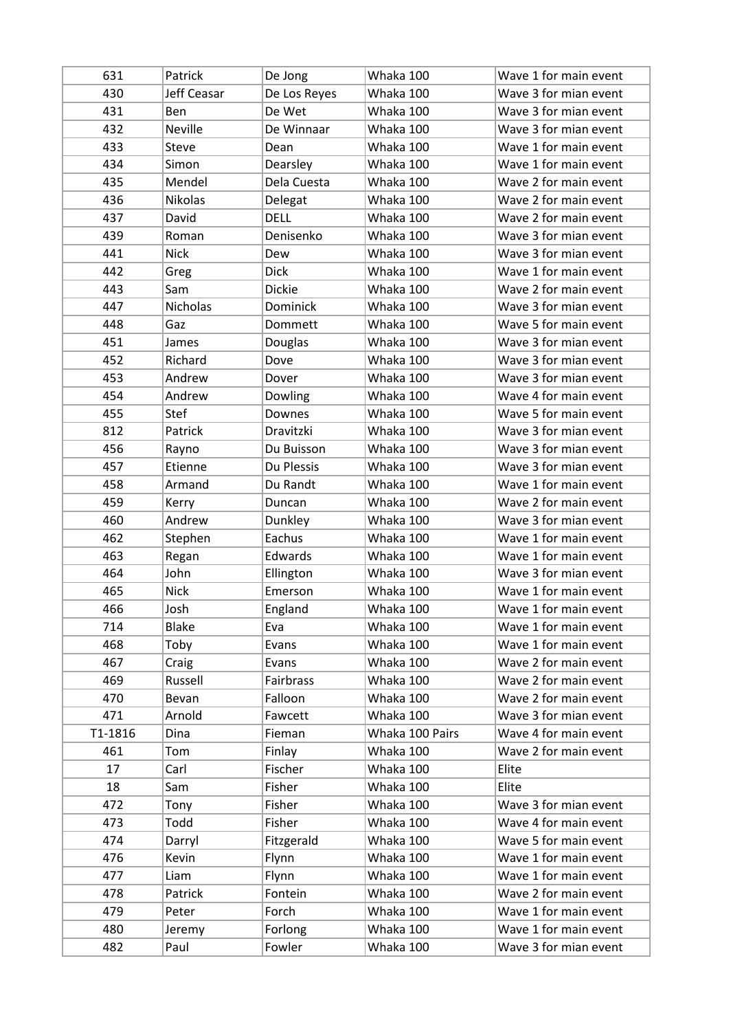| 631 | Patrick | De Jong | Whaka 100 | Wave 1 for main event |
|---|---|---|---|---|
| 430 | Jeff Ceasar | De Los Reyes | Whaka 100 | Wave 3 for mian event |
| 431 | Ben | De Wet | Whaka 100 | Wave 3 for mian event |
| 432 | Neville | De Winnaar | Whaka 100 | Wave 3 for mian event |
| 433 | Steve | Dean | Whaka 100 | Wave 1 for main event |
| 434 | Simon | Dearsley | Whaka 100 | Wave 1 for main event |
| 435 | Mendel | Dela Cuesta | Whaka 100 | Wave 2 for main event |
| 436 | Nikolas | Delegat | Whaka 100 | Wave 2 for main event |
| 437 | David | DELL | Whaka 100 | Wave 2 for main event |
| 439 | Roman | Denisenko | Whaka 100 | Wave 3 for mian event |
| 441 | Nick | Dew | Whaka 100 | Wave 3 for mian event |
| 442 | Greg | Dick | Whaka 100 | Wave 1 for main event |
| 443 | Sam | Dickie | Whaka 100 | Wave 2 for main event |
| 447 | Nicholas | Dominick | Whaka 100 | Wave 3 for mian event |
| 448 | Gaz | Dommett | Whaka 100 | Wave 5 for main event |
| 451 | James | Douglas | Whaka 100 | Wave 3 for mian event |
| 452 | Richard | Dove | Whaka 100 | Wave 3 for mian event |
| 453 | Andrew | Dover | Whaka 100 | Wave 3 for mian event |
| 454 | Andrew | Dowling | Whaka 100 | Wave 4 for main event |
| 455 | Stef | Downes | Whaka 100 | Wave 5 for main event |
| 812 | Patrick | Dravitzki | Whaka 100 | Wave 3 for mian event |
| 456 | Rayno | Du Buisson | Whaka 100 | Wave 3 for mian event |
| 457 | Etienne | Du Plessis | Whaka 100 | Wave 3 for mian event |
| 458 | Armand | Du Randt | Whaka 100 | Wave 1 for main event |
| 459 | Kerry | Duncan | Whaka 100 | Wave 2 for main event |
| 460 | Andrew | Dunkley | Whaka 100 | Wave 3 for mian event |
| 462 | Stephen | Eachus | Whaka 100 | Wave 1 for main event |
| 463 | Regan | Edwards | Whaka 100 | Wave 1 for main event |
| 464 | John | Ellington | Whaka 100 | Wave 3 for mian event |
| 465 | Nick | Emerson | Whaka 100 | Wave 1 for main event |
| 466 | Josh | England | Whaka 100 | Wave 1 for main event |
| 714 | Blake | Eva | Whaka 100 | Wave 1 for main event |
| 468 | Toby | Evans | Whaka 100 | Wave 1 for main event |
| 467 | Craig | Evans | Whaka 100 | Wave 2 for main event |
| 469 | Russell | Fairbrass | Whaka 100 | Wave 2 for main event |
| 470 | Bevan | Falloon | Whaka 100 | Wave 2 for main event |
| 471 | Arnold | Fawcett | Whaka 100 | Wave 3 for mian event |
| T1-1816 | Dina | Fieman | Whaka 100 Pairs | Wave 4 for main event |
| 461 | Tom | Finlay | Whaka 100 | Wave 2 for main event |
| 17 | Carl | Fischer | Whaka 100 | Elite |
| 18 | Sam | Fisher | Whaka 100 | Elite |
| 472 | Tony | Fisher | Whaka 100 | Wave 3 for mian event |
| 473 | Todd | Fisher | Whaka 100 | Wave 4 for main event |
| 474 | Darryl | Fitzgerald | Whaka 100 | Wave 5 for main event |
| 476 | Kevin | Flynn | Whaka 100 | Wave 1 for main event |
| 477 | Liam | Flynn | Whaka 100 | Wave 1 for main event |
| 478 | Patrick | Fontein | Whaka 100 | Wave 2 for main event |
| 479 | Peter | Forch | Whaka 100 | Wave 1 for main event |
| 480 | Jeremy | Forlong | Whaka 100 | Wave 1 for main event |
| 482 | Paul | Fowler | Whaka 100 | Wave 3 for mian event |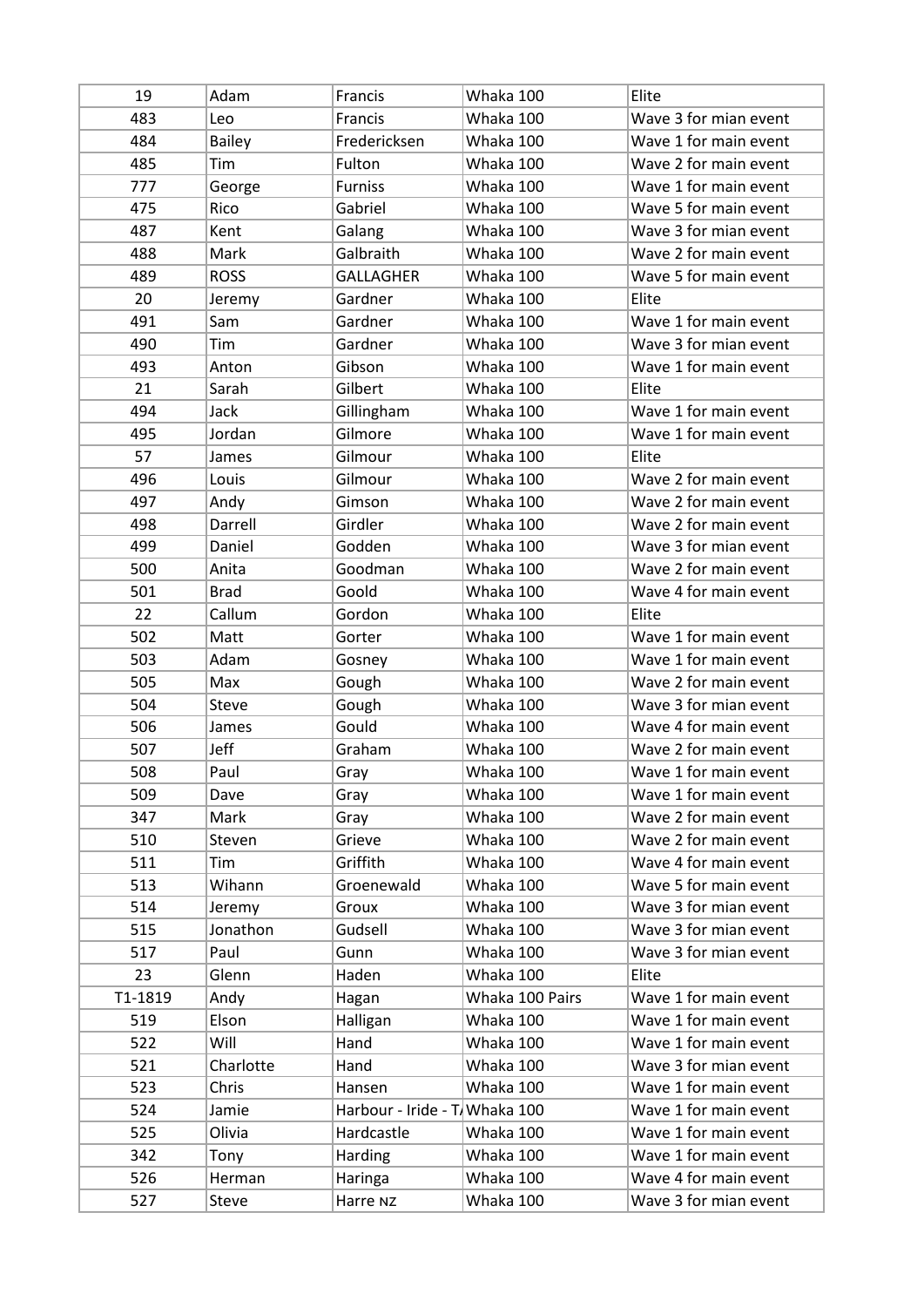| 19 | Adam | Francis | Whaka 100 | Elite |
|---|---|---|---|---|
| 483 | Leo | Francis | Whaka 100 | Wave 3 for mian event |
| 484 | Bailey | Fredericksen | Whaka 100 | Wave 1 for main event |
| 485 | Tim | Fulton | Whaka 100 | Wave 2 for main event |
| 777 | George | Furniss | Whaka 100 | Wave 1 for main event |
| 475 | Rico | Gabriel | Whaka 100 | Wave 5 for main event |
| 487 | Kent | Galang | Whaka 100 | Wave 3 for mian event |
| 488 | Mark | Galbraith | Whaka 100 | Wave 2 for main event |
| 489 | ROSS | GALLAGHER | Whaka 100 | Wave 5 for main event |
| 20 | Jeremy | Gardner | Whaka 100 | Elite |
| 491 | Sam | Gardner | Whaka 100 | Wave 1 for main event |
| 490 | Tim | Gardner | Whaka 100 | Wave 3 for mian event |
| 493 | Anton | Gibson | Whaka 100 | Wave 1 for main event |
| 21 | Sarah | Gilbert | Whaka 100 | Elite |
| 494 | Jack | Gillingham | Whaka 100 | Wave 1 for main event |
| 495 | Jordan | Gilmore | Whaka 100 | Wave 1 for main event |
| 57 | James | Gilmour | Whaka 100 | Elite |
| 496 | Louis | Gilmour | Whaka 100 | Wave 2 for main event |
| 497 | Andy | Gimson | Whaka 100 | Wave 2 for main event |
| 498 | Darrell | Girdler | Whaka 100 | Wave 2 for main event |
| 499 | Daniel | Godden | Whaka 100 | Wave 3 for mian event |
| 500 | Anita | Goodman | Whaka 100 | Wave 2 for main event |
| 501 | Brad | Goold | Whaka 100 | Wave 4 for main event |
| 22 | Callum | Gordon | Whaka 100 | Elite |
| 502 | Matt | Gorter | Whaka 100 | Wave 1 for main event |
| 503 | Adam | Gosney | Whaka 100 | Wave 1 for main event |
| 505 | Max | Gough | Whaka 100 | Wave 2 for main event |
| 504 | Steve | Gough | Whaka 100 | Wave 3 for mian event |
| 506 | James | Gould | Whaka 100 | Wave 4 for main event |
| 507 | Jeff | Graham | Whaka 100 | Wave 2 for main event |
| 508 | Paul | Gray | Whaka 100 | Wave 1 for main event |
| 509 | Dave | Gray | Whaka 100 | Wave 1 for main event |
| 347 | Mark | Gray | Whaka 100 | Wave 2 for main event |
| 510 | Steven | Grieve | Whaka 100 | Wave 2 for main event |
| 511 | Tim | Griffith | Whaka 100 | Wave 4 for main event |
| 513 | Wihann | Groenewald | Whaka 100 | Wave 5 for main event |
| 514 | Jeremy | Groux | Whaka 100 | Wave 3 for mian event |
| 515 | Jonathon | Gudsell | Whaka 100 | Wave 3 for mian event |
| 517 | Paul | Gunn | Whaka 100 | Wave 3 for mian event |
| 23 | Glenn | Haden | Whaka 100 | Elite |
| T1-1819 | Andy | Hagan | Whaka 100 Pairs | Wave 1 for main event |
| 519 | Elson | Halligan | Whaka 100 | Wave 1 for main event |
| 522 | Will | Hand | Whaka 100 | Wave 1 for main event |
| 521 | Charlotte | Hand | Whaka 100 | Wave 3 for mian event |
| 523 | Chris | Hansen | Whaka 100 | Wave 1 for main event |
| 524 | Jamie | Harbour - Iride - T/ | Whaka 100 | Wave 1 for main event |
| 525 | Olivia | Hardcastle | Whaka 100 | Wave 1 for main event |
| 342 | Tony | Harding | Whaka 100 | Wave 1 for main event |
| 526 | Herman | Haringa | Whaka 100 | Wave 4 for main event |
| 527 | Steve | Harre NZ | Whaka 100 | Wave 3 for mian event |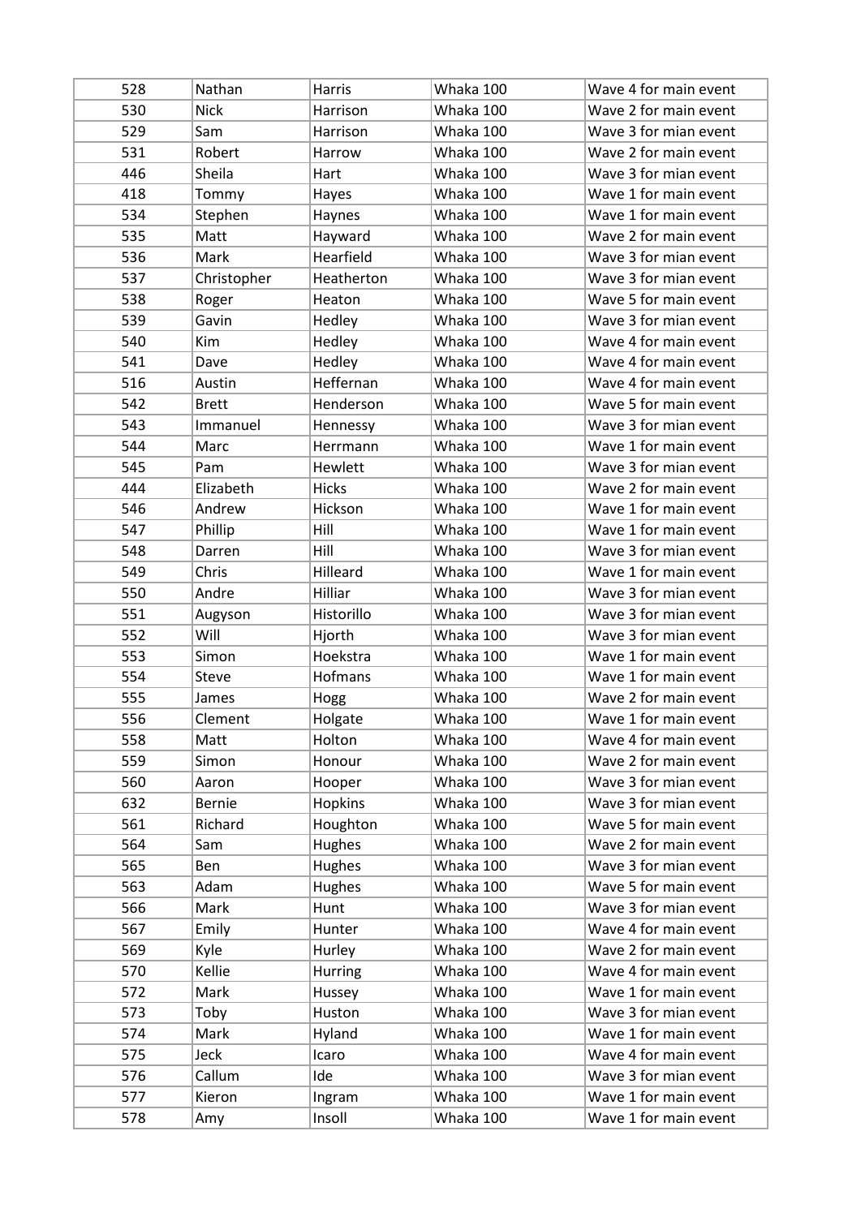| 528 | Nathan | Harris | Whaka 100 | Wave 4 for main event |
|---|---|---|---|---|
| 530 | Nick | Harrison | Whaka 100 | Wave 2 for main event |
| 529 | Sam | Harrison | Whaka 100 | Wave 3 for mian event |
| 531 | Robert | Harrow | Whaka 100 | Wave 2 for main event |
| 446 | Sheila | Hart | Whaka 100 | Wave 3 for mian event |
| 418 | Tommy | Hayes | Whaka 100 | Wave 1 for main event |
| 534 | Stephen | Haynes | Whaka 100 | Wave 1 for main event |
| 535 | Matt | Hayward | Whaka 100 | Wave 2 for main event |
| 536 | Mark | Hearfield | Whaka 100 | Wave 3 for mian event |
| 537 | Christopher | Heatherton | Whaka 100 | Wave 3 for mian event |
| 538 | Roger | Heaton | Whaka 100 | Wave 5 for main event |
| 539 | Gavin | Hedley | Whaka 100 | Wave 3 for mian event |
| 540 | Kim | Hedley | Whaka 100 | Wave 4 for main event |
| 541 | Dave | Hedley | Whaka 100 | Wave 4 for main event |
| 516 | Austin | Heffernan | Whaka 100 | Wave 4 for main event |
| 542 | Brett | Henderson | Whaka 100 | Wave 5 for main event |
| 543 | Immanuel | Hennessy | Whaka 100 | Wave 3 for mian event |
| 544 | Marc | Herrmann | Whaka 100 | Wave 1 for main event |
| 545 | Pam | Hewlett | Whaka 100 | Wave 3 for mian event |
| 444 | Elizabeth | Hicks | Whaka 100 | Wave 2 for main event |
| 546 | Andrew | Hickson | Whaka 100 | Wave 1 for main event |
| 547 | Phillip | Hill | Whaka 100 | Wave 1 for main event |
| 548 | Darren | Hill | Whaka 100 | Wave 3 for mian event |
| 549 | Chris | Hilleard | Whaka 100 | Wave 1 for main event |
| 550 | Andre | Hilliar | Whaka 100 | Wave 3 for mian event |
| 551 | Augyson | Historillo | Whaka 100 | Wave 3 for mian event |
| 552 | Will | Hjorth | Whaka 100 | Wave 3 for mian event |
| 553 | Simon | Hoekstra | Whaka 100 | Wave 1 for main event |
| 554 | Steve | Hofmans | Whaka 100 | Wave 1 for main event |
| 555 | James | Hogg | Whaka 100 | Wave 2 for main event |
| 556 | Clement | Holgate | Whaka 100 | Wave 1 for main event |
| 558 | Matt | Holton | Whaka 100 | Wave 4 for main event |
| 559 | Simon | Honour | Whaka 100 | Wave 2 for main event |
| 560 | Aaron | Hooper | Whaka 100 | Wave 3 for mian event |
| 632 | Bernie | Hopkins | Whaka 100 | Wave 3 for mian event |
| 561 | Richard | Houghton | Whaka 100 | Wave 5 for main event |
| 564 | Sam | Hughes | Whaka 100 | Wave 2 for main event |
| 565 | Ben | Hughes | Whaka 100 | Wave 3 for mian event |
| 563 | Adam | Hughes | Whaka 100 | Wave 5 for main event |
| 566 | Mark | Hunt | Whaka 100 | Wave 3 for mian event |
| 567 | Emily | Hunter | Whaka 100 | Wave 4 for main event |
| 569 | Kyle | Hurley | Whaka 100 | Wave 2 for main event |
| 570 | Kellie | Hurring | Whaka 100 | Wave 4 for main event |
| 572 | Mark | Hussey | Whaka 100 | Wave 1 for main event |
| 573 | Toby | Huston | Whaka 100 | Wave 3 for mian event |
| 574 | Mark | Hyland | Whaka 100 | Wave 1 for main event |
| 575 | Jeck | Icaro | Whaka 100 | Wave 4 for main event |
| 576 | Callum | Ide | Whaka 100 | Wave 3 for mian event |
| 577 | Kieron | Ingram | Whaka 100 | Wave 1 for main event |
| 578 | Amy | Insoll | Whaka 100 | Wave 1 for main event |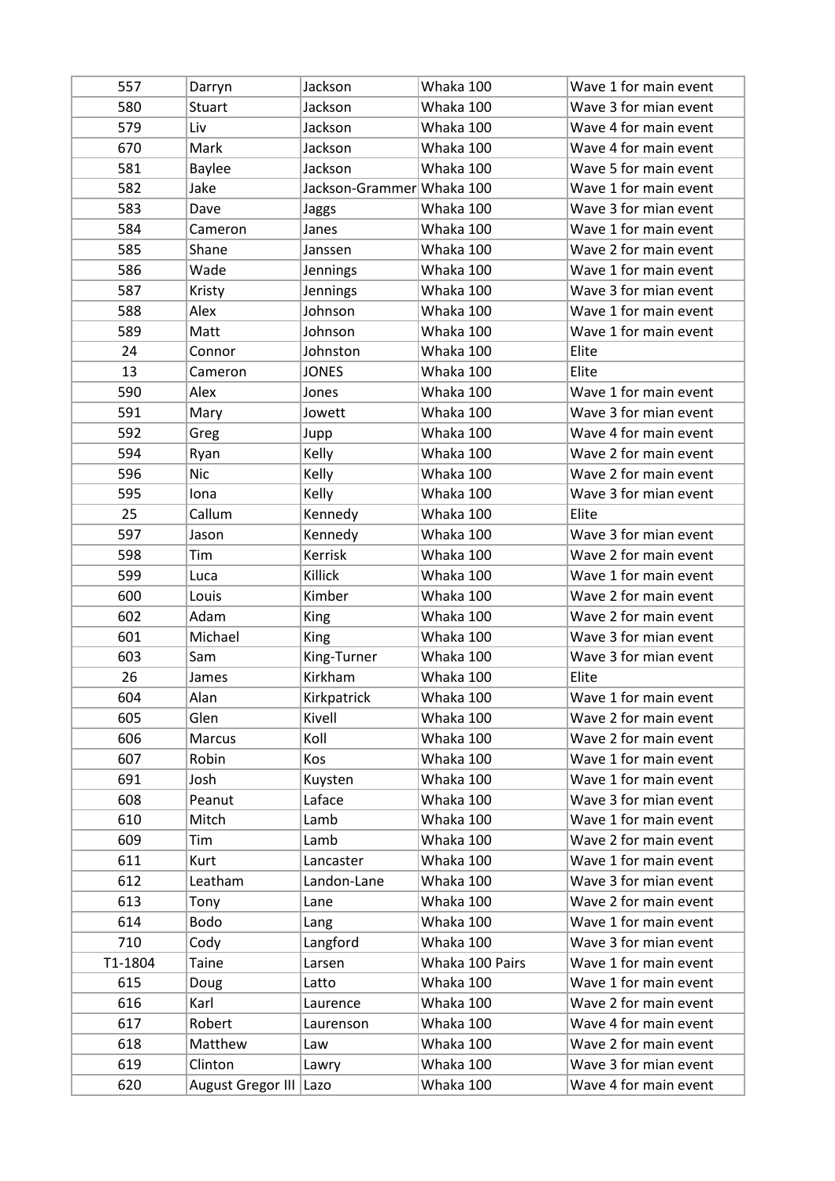| 557 | Darryn | Jackson | Whaka 100 | Wave 1 for main event |
|---|---|---|---|---|
| 580 | Stuart | Jackson | Whaka 100 | Wave 3 for mian event |
| 579 | Liv | Jackson | Whaka 100 | Wave 4 for main event |
| 670 | Mark | Jackson | Whaka 100 | Wave 4 for main event |
| 581 | Baylee | Jackson | Whaka 100 | Wave 5 for main event |
| 582 | Jake | Jackson-Grammer | Whaka 100 | Wave 1 for main event |
| 583 | Dave | Jaggs | Whaka 100 | Wave 3 for mian event |
| 584 | Cameron | Janes | Whaka 100 | Wave 1 for main event |
| 585 | Shane | Janssen | Whaka 100 | Wave 2 for main event |
| 586 | Wade | Jennings | Whaka 100 | Wave 1 for main event |
| 587 | Kristy | Jennings | Whaka 100 | Wave 3 for mian event |
| 588 | Alex | Johnson | Whaka 100 | Wave 1 for main event |
| 589 | Matt | Johnson | Whaka 100 | Wave 1 for main event |
| 24 | Connor | Johnston | Whaka 100 | Elite |
| 13 | Cameron | JONES | Whaka 100 | Elite |
| 590 | Alex | Jones | Whaka 100 | Wave 1 for main event |
| 591 | Mary | Jowett | Whaka 100 | Wave 3 for mian event |
| 592 | Greg | Jupp | Whaka 100 | Wave 4 for main event |
| 594 | Ryan | Kelly | Whaka 100 | Wave 2 for main event |
| 596 | Nic | Kelly | Whaka 100 | Wave 2 for main event |
| 595 | Iona | Kelly | Whaka 100 | Wave 3 for mian event |
| 25 | Callum | Kennedy | Whaka 100 | Elite |
| 597 | Jason | Kennedy | Whaka 100 | Wave 3 for mian event |
| 598 | Tim | Kerrisk | Whaka 100 | Wave 2 for main event |
| 599 | Luca | Killick | Whaka 100 | Wave 1 for main event |
| 600 | Louis | Kimber | Whaka 100 | Wave 2 for main event |
| 602 | Adam | King | Whaka 100 | Wave 2 for main event |
| 601 | Michael | King | Whaka 100 | Wave 3 for mian event |
| 603 | Sam | King-Turner | Whaka 100 | Wave 3 for mian event |
| 26 | James | Kirkham | Whaka 100 | Elite |
| 604 | Alan | Kirkpatrick | Whaka 100 | Wave 1 for main event |
| 605 | Glen | Kivell | Whaka 100 | Wave 2 for main event |
| 606 | Marcus | Koll | Whaka 100 | Wave 2 for main event |
| 607 | Robin | Kos | Whaka 100 | Wave 1 for main event |
| 691 | Josh | Kuysten | Whaka 100 | Wave 1 for main event |
| 608 | Peanut | Laface | Whaka 100 | Wave 3 for mian event |
| 610 | Mitch | Lamb | Whaka 100 | Wave 1 for main event |
| 609 | Tim | Lamb | Whaka 100 | Wave 2 for main event |
| 611 | Kurt | Lancaster | Whaka 100 | Wave 1 for main event |
| 612 | Leatham | Landon-Lane | Whaka 100 | Wave 3 for mian event |
| 613 | Tony | Lane | Whaka 100 | Wave 2 for main event |
| 614 | Bodo | Lang | Whaka 100 | Wave 1 for main event |
| 710 | Cody | Langford | Whaka 100 | Wave 3 for mian event |
| T1-1804 | Taine | Larsen | Whaka 100 Pairs | Wave 1 for main event |
| 615 | Doug | Latto | Whaka 100 | Wave 1 for main event |
| 616 | Karl | Laurence | Whaka 100 | Wave 2 for main event |
| 617 | Robert | Laurenson | Whaka 100 | Wave 4 for main event |
| 618 | Matthew | Law | Whaka 100 | Wave 2 for main event |
| 619 | Clinton | Lawry | Whaka 100 | Wave 3 for mian event |
| 620 | August Gregor III | Lazo | Whaka 100 | Wave 4 for main event |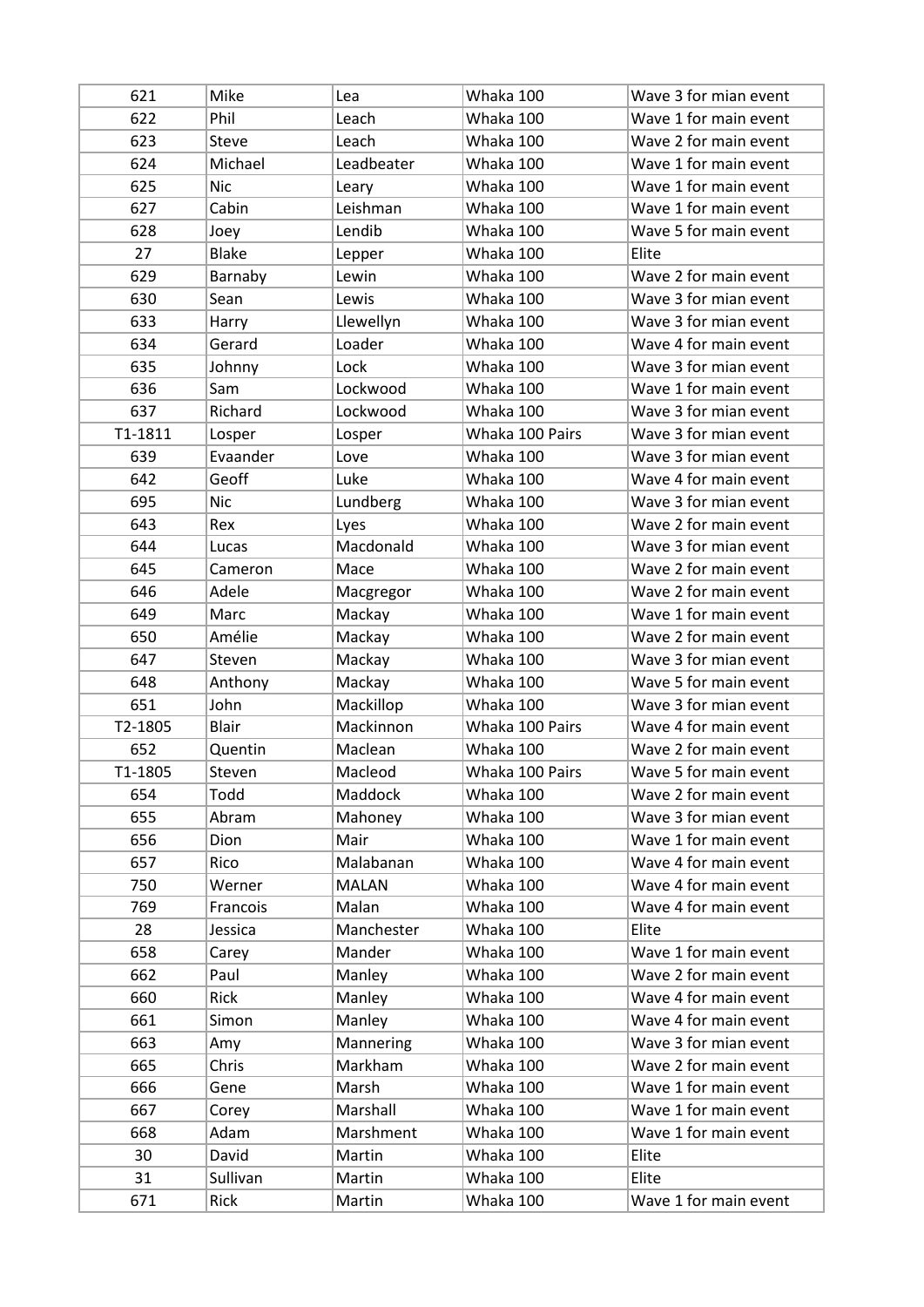| 621 | Mike | Lea | Whaka 100 | Wave 3 for mian event |
|---|---|---|---|---|
| 622 | Phil | Leach | Whaka 100 | Wave 1 for main event |
| 623 | Steve | Leach | Whaka 100 | Wave 2 for main event |
| 624 | Michael | Leadbeater | Whaka 100 | Wave 1 for main event |
| 625 | Nic | Leary | Whaka 100 | Wave 1 for main event |
| 627 | Cabin | Leishman | Whaka 100 | Wave 1 for main event |
| 628 | Joey | Lendib | Whaka 100 | Wave 5 for main event |
| 27 | Blake | Lepper | Whaka 100 | Elite |
| 629 | Barnaby | Lewin | Whaka 100 | Wave 2 for main event |
| 630 | Sean | Lewis | Whaka 100 | Wave 3 for mian event |
| 633 | Harry | Llewellyn | Whaka 100 | Wave 3 for mian event |
| 634 | Gerard | Loader | Whaka 100 | Wave 4 for main event |
| 635 | Johnny | Lock | Whaka 100 | Wave 3 for mian event |
| 636 | Sam | Lockwood | Whaka 100 | Wave 1 for main event |
| 637 | Richard | Lockwood | Whaka 100 | Wave 3 for mian event |
| T1-1811 | Losper | Losper | Whaka 100 Pairs | Wave 3 for mian event |
| 639 | Evaander | Love | Whaka 100 | Wave 3 for mian event |
| 642 | Geoff | Luke | Whaka 100 | Wave 4 for main event |
| 695 | Nic | Lundberg | Whaka 100 | Wave 3 for mian event |
| 643 | Rex | Lyes | Whaka 100 | Wave 2 for main event |
| 644 | Lucas | Macdonald | Whaka 100 | Wave 3 for mian event |
| 645 | Cameron | Mace | Whaka 100 | Wave 2 for main event |
| 646 | Adele | Macgregor | Whaka 100 | Wave 2 for main event |
| 649 | Marc | Mackay | Whaka 100 | Wave 1 for main event |
| 650 | Amélie | Mackay | Whaka 100 | Wave 2 for main event |
| 647 | Steven | Mackay | Whaka 100 | Wave 3 for mian event |
| 648 | Anthony | Mackay | Whaka 100 | Wave 5 for main event |
| 651 | John | Mackillop | Whaka 100 | Wave 3 for mian event |
| T2-1805 | Blair | Mackinnon | Whaka 100 Pairs | Wave 4 for main event |
| 652 | Quentin | Maclean | Whaka 100 | Wave 2 for main event |
| T1-1805 | Steven | Macleod | Whaka 100 Pairs | Wave 5 for main event |
| 654 | Todd | Maddock | Whaka 100 | Wave 2 for main event |
| 655 | Abram | Mahoney | Whaka 100 | Wave 3 for mian event |
| 656 | Dion | Mair | Whaka 100 | Wave 1 for main event |
| 657 | Rico | Malabanan | Whaka 100 | Wave 4 for main event |
| 750 | Werner | MALAN | Whaka 100 | Wave 4 for main event |
| 769 | Francois | Malan | Whaka 100 | Wave 4 for main event |
| 28 | Jessica | Manchester | Whaka 100 | Elite |
| 658 | Carey | Mander | Whaka 100 | Wave 1 for main event |
| 662 | Paul | Manley | Whaka 100 | Wave 2 for main event |
| 660 | Rick | Manley | Whaka 100 | Wave 4 for main event |
| 661 | Simon | Manley | Whaka 100 | Wave 4 for main event |
| 663 | Amy | Mannering | Whaka 100 | Wave 3 for mian event |
| 665 | Chris | Markham | Whaka 100 | Wave 2 for main event |
| 666 | Gene | Marsh | Whaka 100 | Wave 1 for main event |
| 667 | Corey | Marshall | Whaka 100 | Wave 1 for main event |
| 668 | Adam | Marshment | Whaka 100 | Wave 1 for main event |
| 30 | David | Martin | Whaka 100 | Elite |
| 31 | Sullivan | Martin | Whaka 100 | Elite |
| 671 | Rick | Martin | Whaka 100 | Wave 1 for main event |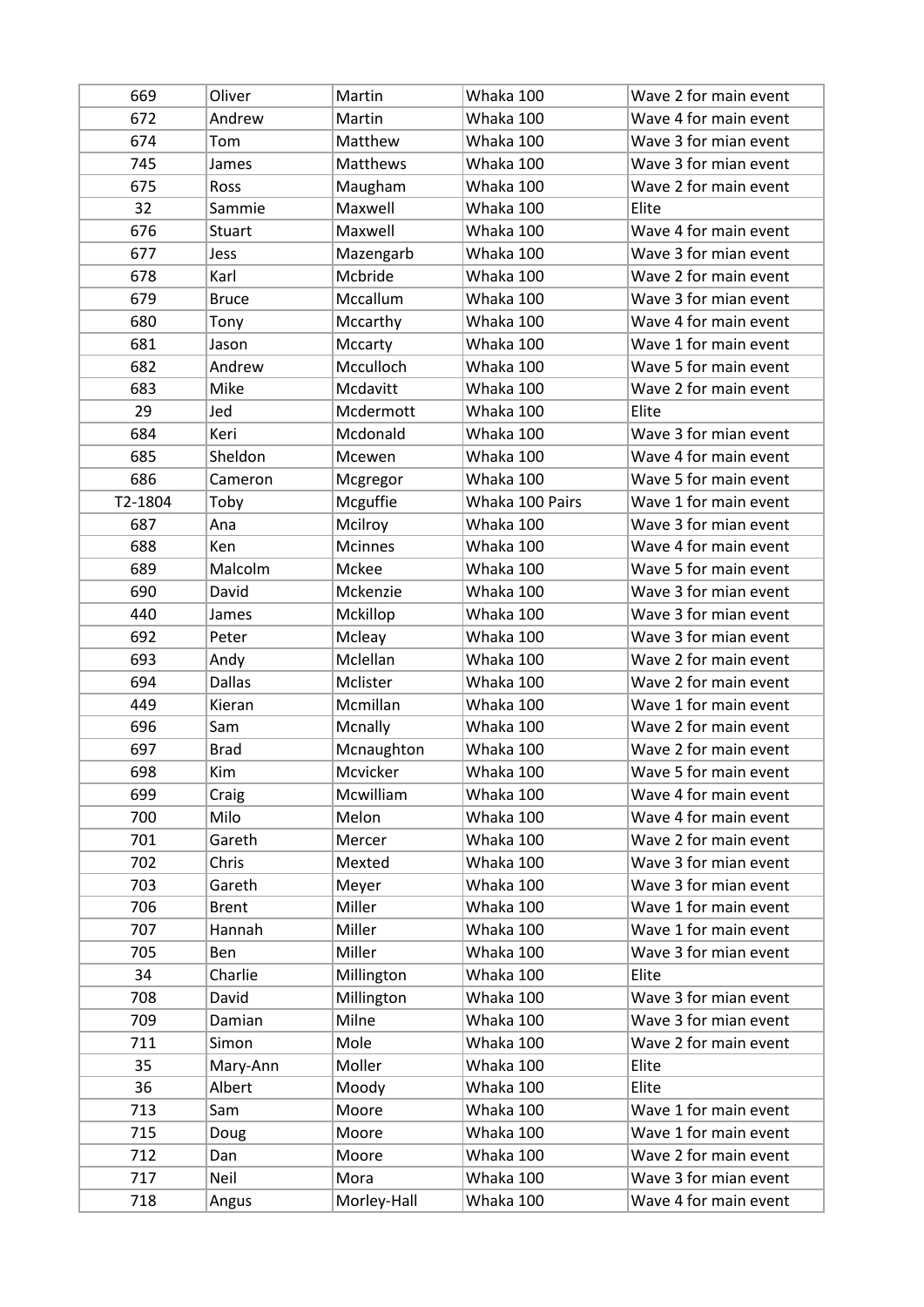| 669 | Oliver | Martin | Whaka 100 | Wave 2 for main event |
|---|---|---|---|---|
| 672 | Andrew | Martin | Whaka 100 | Wave 4 for main event |
| 674 | Tom | Matthew | Whaka 100 | Wave 3 for mian event |
| 745 | James | Matthews | Whaka 100 | Wave 3 for mian event |
| 675 | Ross | Maugham | Whaka 100 | Wave 2 for main event |
| 32 | Sammie | Maxwell | Whaka 100 | Elite |
| 676 | Stuart | Maxwell | Whaka 100 | Wave 4 for main event |
| 677 | Jess | Mazengarb | Whaka 100 | Wave 3 for mian event |
| 678 | Karl | Mcbride | Whaka 100 | Wave 2 for main event |
| 679 | Bruce | Mccallum | Whaka 100 | Wave 3 for mian event |
| 680 | Tony | Mccarthy | Whaka 100 | Wave 4 for main event |
| 681 | Jason | Mccarty | Whaka 100 | Wave 1 for main event |
| 682 | Andrew | Mcculloch | Whaka 100 | Wave 5 for main event |
| 683 | Mike | Mcdavitt | Whaka 100 | Wave 2 for main event |
| 29 | Jed | Mcdermott | Whaka 100 | Elite |
| 684 | Keri | Mcdonald | Whaka 100 | Wave 3 for mian event |
| 685 | Sheldon | Mcewen | Whaka 100 | Wave 4 for main event |
| 686 | Cameron | Mcgregor | Whaka 100 | Wave 5 for main event |
| T2-1804 | Toby | Mcguffie | Whaka 100 Pairs | Wave 1 for main event |
| 687 | Ana | Mcilroy | Whaka 100 | Wave 3 for mian event |
| 688 | Ken | Mcinnes | Whaka 100 | Wave 4 for main event |
| 689 | Malcolm | Mckee | Whaka 100 | Wave 5 for main event |
| 690 | David | Mckenzie | Whaka 100 | Wave 3 for mian event |
| 440 | James | Mckillop | Whaka 100 | Wave 3 for mian event |
| 692 | Peter | Mcleay | Whaka 100 | Wave 3 for mian event |
| 693 | Andy | Mclellan | Whaka 100 | Wave 2 for main event |
| 694 | Dallas | Mclister | Whaka 100 | Wave 2 for main event |
| 449 | Kieran | Mcmillan | Whaka 100 | Wave 1 for main event |
| 696 | Sam | Mcnally | Whaka 100 | Wave 2 for main event |
| 697 | Brad | Mcnaughton | Whaka 100 | Wave 2 for main event |
| 698 | Kim | Mcvicker | Whaka 100 | Wave 5 for main event |
| 699 | Craig | Mcwilliam | Whaka 100 | Wave 4 for main event |
| 700 | Milo | Melon | Whaka 100 | Wave 4 for main event |
| 701 | Gareth | Mercer | Whaka 100 | Wave 2 for main event |
| 702 | Chris | Mexted | Whaka 100 | Wave 3 for mian event |
| 703 | Gareth | Meyer | Whaka 100 | Wave 3 for mian event |
| 706 | Brent | Miller | Whaka 100 | Wave 1 for main event |
| 707 | Hannah | Miller | Whaka 100 | Wave 1 for main event |
| 705 | Ben | Miller | Whaka 100 | Wave 3 for mian event |
| 34 | Charlie | Millington | Whaka 100 | Elite |
| 708 | David | Millington | Whaka 100 | Wave 3 for mian event |
| 709 | Damian | Milne | Whaka 100 | Wave 3 for mian event |
| 711 | Simon | Mole | Whaka 100 | Wave 2 for main event |
| 35 | Mary-Ann | Moller | Whaka 100 | Elite |
| 36 | Albert | Moody | Whaka 100 | Elite |
| 713 | Sam | Moore | Whaka 100 | Wave 1 for main event |
| 715 | Doug | Moore | Whaka 100 | Wave 1 for main event |
| 712 | Dan | Moore | Whaka 100 | Wave 2 for main event |
| 717 | Neil | Mora | Whaka 100 | Wave 3 for mian event |
| 718 | Angus | Morley-Hall | Whaka 100 | Wave 4 for main event |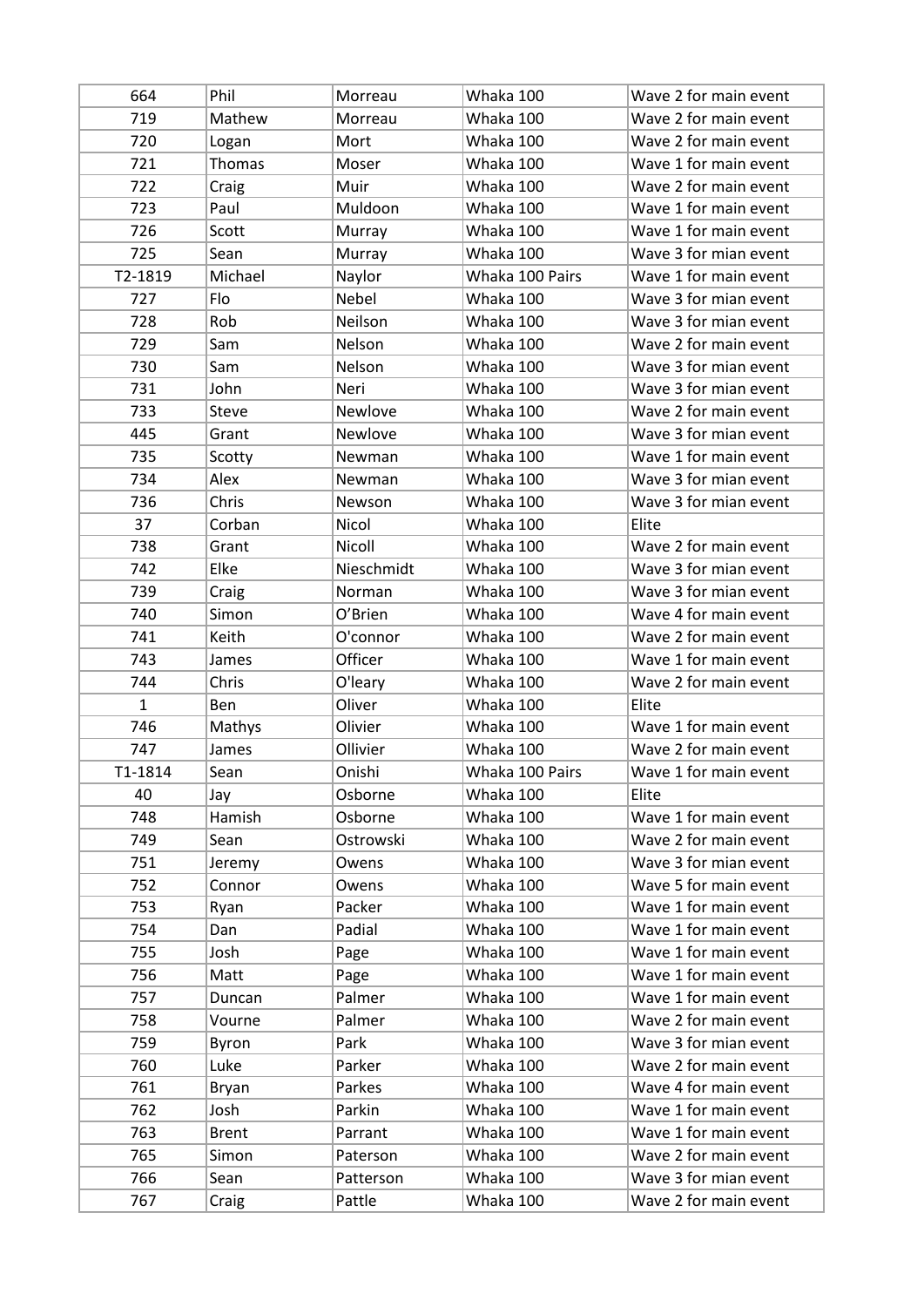| 664 | Phil | Morreau | Whaka 100 | Wave 2 for main event |
|---|---|---|---|---|
| 719 | Mathew | Morreau | Whaka 100 | Wave 2 for main event |
| 720 | Logan | Mort | Whaka 100 | Wave 2 for main event |
| 721 | Thomas | Moser | Whaka 100 | Wave 1 for main event |
| 722 | Craig | Muir | Whaka 100 | Wave 2 for main event |
| 723 | Paul | Muldoon | Whaka 100 | Wave 1 for main event |
| 726 | Scott | Murray | Whaka 100 | Wave 1 for main event |
| 725 | Sean | Murray | Whaka 100 | Wave 3 for mian event |
| T2-1819 | Michael | Naylor | Whaka 100 Pairs | Wave 1 for main event |
| 727 | Flo | Nebel | Whaka 100 | Wave 3 for mian event |
| 728 | Rob | Neilson | Whaka 100 | Wave 3 for mian event |
| 729 | Sam | Nelson | Whaka 100 | Wave 2 for main event |
| 730 | Sam | Nelson | Whaka 100 | Wave 3 for mian event |
| 731 | John | Neri | Whaka 100 | Wave 3 for mian event |
| 733 | Steve | Newlove | Whaka 100 | Wave 2 for main event |
| 445 | Grant | Newlove | Whaka 100 | Wave 3 for mian event |
| 735 | Scotty | Newman | Whaka 100 | Wave 1 for main event |
| 734 | Alex | Newman | Whaka 100 | Wave 3 for mian event |
| 736 | Chris | Newson | Whaka 100 | Wave 3 for mian event |
| 37 | Corban | Nicol | Whaka 100 | Elite |
| 738 | Grant | Nicoll | Whaka 100 | Wave 2 for main event |
| 742 | Elke | Nieschmidt | Whaka 100 | Wave 3 for mian event |
| 739 | Craig | Norman | Whaka 100 | Wave 3 for mian event |
| 740 | Simon | O'Brien | Whaka 100 | Wave 4 for main event |
| 741 | Keith | O'connor | Whaka 100 | Wave 2 for main event |
| 743 | James | Officer | Whaka 100 | Wave 1 for main event |
| 744 | Chris | O'leary | Whaka 100 | Wave 2 for main event |
| 1 | Ben | Oliver | Whaka 100 | Elite |
| 746 | Mathys | Olivier | Whaka 100 | Wave 1 for main event |
| 747 | James | Ollivier | Whaka 100 | Wave 2 for main event |
| T1-1814 | Sean | Onishi | Whaka 100 Pairs | Wave 1 for main event |
| 40 | Jay | Osborne | Whaka 100 | Elite |
| 748 | Hamish | Osborne | Whaka 100 | Wave 1 for main event |
| 749 | Sean | Ostrowski | Whaka 100 | Wave 2 for main event |
| 751 | Jeremy | Owens | Whaka 100 | Wave 3 for mian event |
| 752 | Connor | Owens | Whaka 100 | Wave 5 for main event |
| 753 | Ryan | Packer | Whaka 100 | Wave 1 for main event |
| 754 | Dan | Padial | Whaka 100 | Wave 1 for main event |
| 755 | Josh | Page | Whaka 100 | Wave 1 for main event |
| 756 | Matt | Page | Whaka 100 | Wave 1 for main event |
| 757 | Duncan | Palmer | Whaka 100 | Wave 1 for main event |
| 758 | Vourne | Palmer | Whaka 100 | Wave 2 for main event |
| 759 | Byron | Park | Whaka 100 | Wave 3 for mian event |
| 760 | Luke | Parker | Whaka 100 | Wave 2 for main event |
| 761 | Bryan | Parkes | Whaka 100 | Wave 4 for main event |
| 762 | Josh | Parkin | Whaka 100 | Wave 1 for main event |
| 763 | Brent | Parrant | Whaka 100 | Wave 1 for main event |
| 765 | Simon | Paterson | Whaka 100 | Wave 2 for main event |
| 766 | Sean | Patterson | Whaka 100 | Wave 3 for mian event |
| 767 | Craig | Pattle | Whaka 100 | Wave 2 for main event |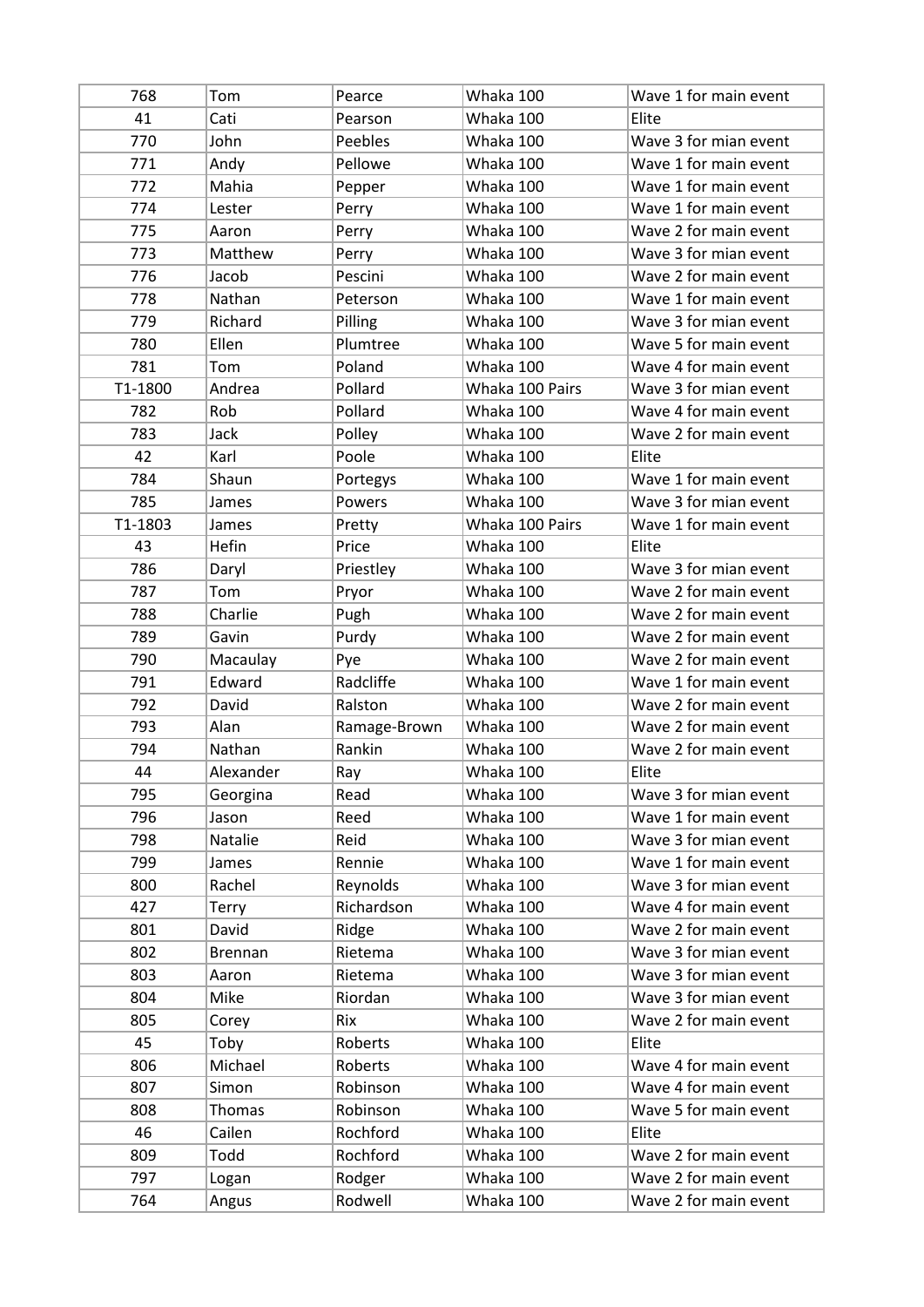| 768 | Tom | Pearce | Whaka 100 | Wave 1 for main event |
|---|---|---|---|---|
| 41 | Cati | Pearson | Whaka 100 | Elite |
| 770 | John | Peebles | Whaka 100 | Wave 3 for mian event |
| 771 | Andy | Pellowe | Whaka 100 | Wave 1 for main event |
| 772 | Mahia | Pepper | Whaka 100 | Wave 1 for main event |
| 774 | Lester | Perry | Whaka 100 | Wave 1 for main event |
| 775 | Aaron | Perry | Whaka 100 | Wave 2 for main event |
| 773 | Matthew | Perry | Whaka 100 | Wave 3 for mian event |
| 776 | Jacob | Pescini | Whaka 100 | Wave 2 for main event |
| 778 | Nathan | Peterson | Whaka 100 | Wave 1 for main event |
| 779 | Richard | Pilling | Whaka 100 | Wave 3 for mian event |
| 780 | Ellen | Plumtree | Whaka 100 | Wave 5 for main event |
| 781 | Tom | Poland | Whaka 100 | Wave 4 for main event |
| T1-1800 | Andrea | Pollard | Whaka 100 Pairs | Wave 3 for mian event |
| 782 | Rob | Pollard | Whaka 100 | Wave 4 for main event |
| 783 | Jack | Polley | Whaka 100 | Wave 2 for main event |
| 42 | Karl | Poole | Whaka 100 | Elite |
| 784 | Shaun | Portegys | Whaka 100 | Wave 1 for main event |
| 785 | James | Powers | Whaka 100 | Wave 3 for mian event |
| T1-1803 | James | Pretty | Whaka 100 Pairs | Wave 1 for main event |
| 43 | Hefin | Price | Whaka 100 | Elite |
| 786 | Daryl | Priestley | Whaka 100 | Wave 3 for mian event |
| 787 | Tom | Pryor | Whaka 100 | Wave 2 for main event |
| 788 | Charlie | Pugh | Whaka 100 | Wave 2 for main event |
| 789 | Gavin | Purdy | Whaka 100 | Wave 2 for main event |
| 790 | Macaulay | Pye | Whaka 100 | Wave 2 for main event |
| 791 | Edward | Radcliffe | Whaka 100 | Wave 1 for main event |
| 792 | David | Ralston | Whaka 100 | Wave 2 for main event |
| 793 | Alan | Ramage-Brown | Whaka 100 | Wave 2 for main event |
| 794 | Nathan | Rankin | Whaka 100 | Wave 2 for main event |
| 44 | Alexander | Ray | Whaka 100 | Elite |
| 795 | Georgina | Read | Whaka 100 | Wave 3 for mian event |
| 796 | Jason | Reed | Whaka 100 | Wave 1 for main event |
| 798 | Natalie | Reid | Whaka 100 | Wave 3 for mian event |
| 799 | James | Rennie | Whaka 100 | Wave 1 for main event |
| 800 | Rachel | Reynolds | Whaka 100 | Wave 3 for mian event |
| 427 | Terry | Richardson | Whaka 100 | Wave 4 for main event |
| 801 | David | Ridge | Whaka 100 | Wave 2 for main event |
| 802 | Brennan | Rietema | Whaka 100 | Wave 3 for mian event |
| 803 | Aaron | Rietema | Whaka 100 | Wave 3 for mian event |
| 804 | Mike | Riordan | Whaka 100 | Wave 3 for mian event |
| 805 | Corey | Rix | Whaka 100 | Wave 2 for main event |
| 45 | Toby | Roberts | Whaka 100 | Elite |
| 806 | Michael | Roberts | Whaka 100 | Wave 4 for main event |
| 807 | Simon | Robinson | Whaka 100 | Wave 4 for main event |
| 808 | Thomas | Robinson | Whaka 100 | Wave 5 for main event |
| 46 | Cailen | Rochford | Whaka 100 | Elite |
| 809 | Todd | Rochford | Whaka 100 | Wave 2 for main event |
| 797 | Logan | Rodger | Whaka 100 | Wave 2 for main event |
| 764 | Angus | Rodwell | Whaka 100 | Wave 2 for main event |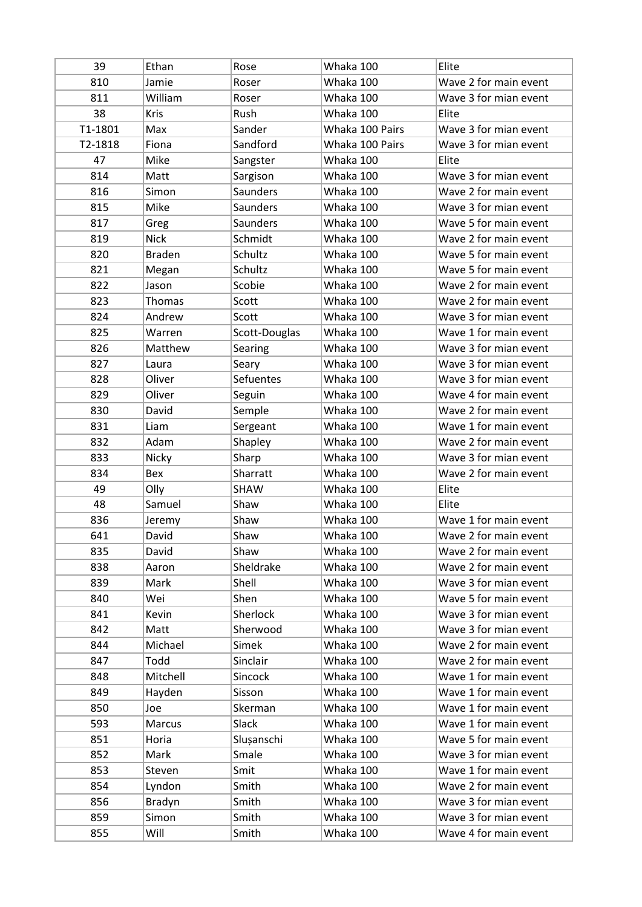| 39 | Ethan | Rose | Whaka 100 | Elite |
|---|---|---|---|---|
| 810 | Jamie | Roser | Whaka 100 | Wave 2 for main event |
| 811 | William | Roser | Whaka 100 | Wave 3 for mian event |
| 38 | Kris | Rush | Whaka 100 | Elite |
| T1-1801 | Max | Sander | Whaka 100 Pairs | Wave 3 for mian event |
| T2-1818 | Fiona | Sandford | Whaka 100 Pairs | Wave 3 for mian event |
| 47 | Mike | Sangster | Whaka 100 | Elite |
| 814 | Matt | Sargison | Whaka 100 | Wave 3 for mian event |
| 816 | Simon | Saunders | Whaka 100 | Wave 2 for main event |
| 815 | Mike | Saunders | Whaka 100 | Wave 3 for mian event |
| 817 | Greg | Saunders | Whaka 100 | Wave 5 for main event |
| 819 | Nick | Schmidt | Whaka 100 | Wave 2 for main event |
| 820 | Braden | Schultz | Whaka 100 | Wave 5 for main event |
| 821 | Megan | Schultz | Whaka 100 | Wave 5 for main event |
| 822 | Jason | Scobie | Whaka 100 | Wave 2 for main event |
| 823 | Thomas | Scott | Whaka 100 | Wave 2 for main event |
| 824 | Andrew | Scott | Whaka 100 | Wave 3 for mian event |
| 825 | Warren | Scott-Douglas | Whaka 100 | Wave 1 for main event |
| 826 | Matthew | Searing | Whaka 100 | Wave 3 for mian event |
| 827 | Laura | Seary | Whaka 100 | Wave 3 for mian event |
| 828 | Oliver | Sefuentes | Whaka 100 | Wave 3 for mian event |
| 829 | Oliver | Seguin | Whaka 100 | Wave 4 for main event |
| 830 | David | Semple | Whaka 100 | Wave 2 for main event |
| 831 | Liam | Sergeant | Whaka 100 | Wave 1 for main event |
| 832 | Adam | Shapley | Whaka 100 | Wave 2 for main event |
| 833 | Nicky | Sharp | Whaka 100 | Wave 3 for mian event |
| 834 | Bex | Sharratt | Whaka 100 | Wave 2 for main event |
| 49 | Olly | SHAW | Whaka 100 | Elite |
| 48 | Samuel | Shaw | Whaka 100 | Elite |
| 836 | Jeremy | Shaw | Whaka 100 | Wave 1 for main event |
| 641 | David | Shaw | Whaka 100 | Wave 2 for main event |
| 835 | David | Shaw | Whaka 100 | Wave 2 for main event |
| 838 | Aaron | Sheldrake | Whaka 100 | Wave 2 for main event |
| 839 | Mark | Shell | Whaka 100 | Wave 3 for mian event |
| 840 | Wei | Shen | Whaka 100 | Wave 5 for main event |
| 841 | Kevin | Sherlock | Whaka 100 | Wave 3 for mian event |
| 842 | Matt | Sherwood | Whaka 100 | Wave 3 for mian event |
| 844 | Michael | Simek | Whaka 100 | Wave 2 for main event |
| 847 | Todd | Sinclair | Whaka 100 | Wave 2 for main event |
| 848 | Mitchell | Sincock | Whaka 100 | Wave 1 for main event |
| 849 | Hayden | Sisson | Whaka 100 | Wave 1 for main event |
| 850 | Joe | Skerman | Whaka 100 | Wave 1 for main event |
| 593 | Marcus | Slack | Whaka 100 | Wave 1 for main event |
| 851 | Horia | Sluşanschi | Whaka 100 | Wave 5 for main event |
| 852 | Mark | Smale | Whaka 100 | Wave 3 for mian event |
| 853 | Steven | Smit | Whaka 100 | Wave 1 for main event |
| 854 | Lyndon | Smith | Whaka 100 | Wave 2 for main event |
| 856 | Bradyn | Smith | Whaka 100 | Wave 3 for mian event |
| 859 | Simon | Smith | Whaka 100 | Wave 3 for mian event |
| 855 | Will | Smith | Whaka 100 | Wave 4 for main event |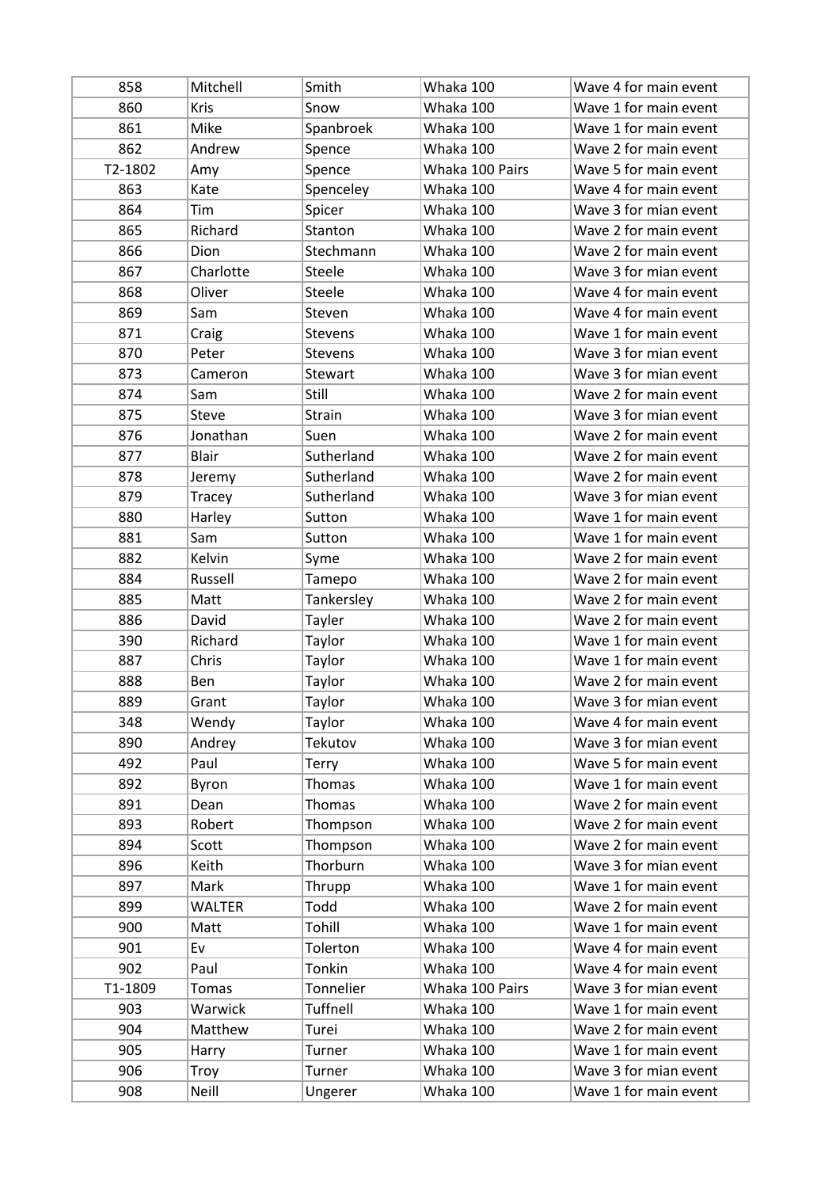| 858 | Mitchell | Smith | Whaka 100 | Wave 4 for main event |
|---|---|---|---|---|
| 860 | Kris | Snow | Whaka 100 | Wave 1 for main event |
| 861 | Mike | Spanbroek | Whaka 100 | Wave 1 for main event |
| 862 | Andrew | Spence | Whaka 100 | Wave 2 for main event |
| T2-1802 | Amy | Spence | Whaka 100 Pairs | Wave 5 for main event |
| 863 | Kate | Spenceley | Whaka 100 | Wave 4 for main event |
| 864 | Tim | Spicer | Whaka 100 | Wave 3 for mian event |
| 865 | Richard | Stanton | Whaka 100 | Wave 2 for main event |
| 866 | Dion | Stechmann | Whaka 100 | Wave 2 for main event |
| 867 | Charlotte | Steele | Whaka 100 | Wave 3 for mian event |
| 868 | Oliver | Steele | Whaka 100 | Wave 4 for main event |
| 869 | Sam | Steven | Whaka 100 | Wave 4 for main event |
| 871 | Craig | Stevens | Whaka 100 | Wave 1 for main event |
| 870 | Peter | Stevens | Whaka 100 | Wave 3 for mian event |
| 873 | Cameron | Stewart | Whaka 100 | Wave 3 for mian event |
| 874 | Sam | Still | Whaka 100 | Wave 2 for main event |
| 875 | Steve | Strain | Whaka 100 | Wave 3 for mian event |
| 876 | Jonathan | Suen | Whaka 100 | Wave 2 for main event |
| 877 | Blair | Sutherland | Whaka 100 | Wave 2 for main event |
| 878 | Jeremy | Sutherland | Whaka 100 | Wave 2 for main event |
| 879 | Tracey | Sutherland | Whaka 100 | Wave 3 for mian event |
| 880 | Harley | Sutton | Whaka 100 | Wave 1 for main event |
| 881 | Sam | Sutton | Whaka 100 | Wave 1 for main event |
| 882 | Kelvin | Syme | Whaka 100 | Wave 2 for main event |
| 884 | Russell | Tamepo | Whaka 100 | Wave 2 for main event |
| 885 | Matt | Tankersley | Whaka 100 | Wave 2 for main event |
| 886 | David | Tayler | Whaka 100 | Wave 2 for main event |
| 390 | Richard | Taylor | Whaka 100 | Wave 1 for main event |
| 887 | Chris | Taylor | Whaka 100 | Wave 1 for main event |
| 888 | Ben | Taylor | Whaka 100 | Wave 2 for main event |
| 889 | Grant | Taylor | Whaka 100 | Wave 3 for mian event |
| 348 | Wendy | Taylor | Whaka 100 | Wave 4 for main event |
| 890 | Andrey | Tekutov | Whaka 100 | Wave 3 for mian event |
| 492 | Paul | Terry | Whaka 100 | Wave 5 for main event |
| 892 | Byron | Thomas | Whaka 100 | Wave 1 for main event |
| 891 | Dean | Thomas | Whaka 100 | Wave 2 for main event |
| 893 | Robert | Thompson | Whaka 100 | Wave 2 for main event |
| 894 | Scott | Thompson | Whaka 100 | Wave 2 for main event |
| 896 | Keith | Thorburn | Whaka 100 | Wave 3 for mian event |
| 897 | Mark | Thrupp | Whaka 100 | Wave 1 for main event |
| 899 | WALTER | Todd | Whaka 100 | Wave 2 for main event |
| 900 | Matt | Tohill | Whaka 100 | Wave 1 for main event |
| 901 | Ev | Tolerton | Whaka 100 | Wave 4 for main event |
| 902 | Paul | Tonkin | Whaka 100 | Wave 4 for main event |
| T1-1809 | Tomas | Tonnelier | Whaka 100 Pairs | Wave 3 for mian event |
| 903 | Warwick | Tuffnell | Whaka 100 | Wave 1 for main event |
| 904 | Matthew | Turei | Whaka 100 | Wave 2 for main event |
| 905 | Harry | Turner | Whaka 100 | Wave 1 for main event |
| 906 | Troy | Turner | Whaka 100 | Wave 3 for mian event |
| 908 | Neill | Ungerer | Whaka 100 | Wave 1 for main event |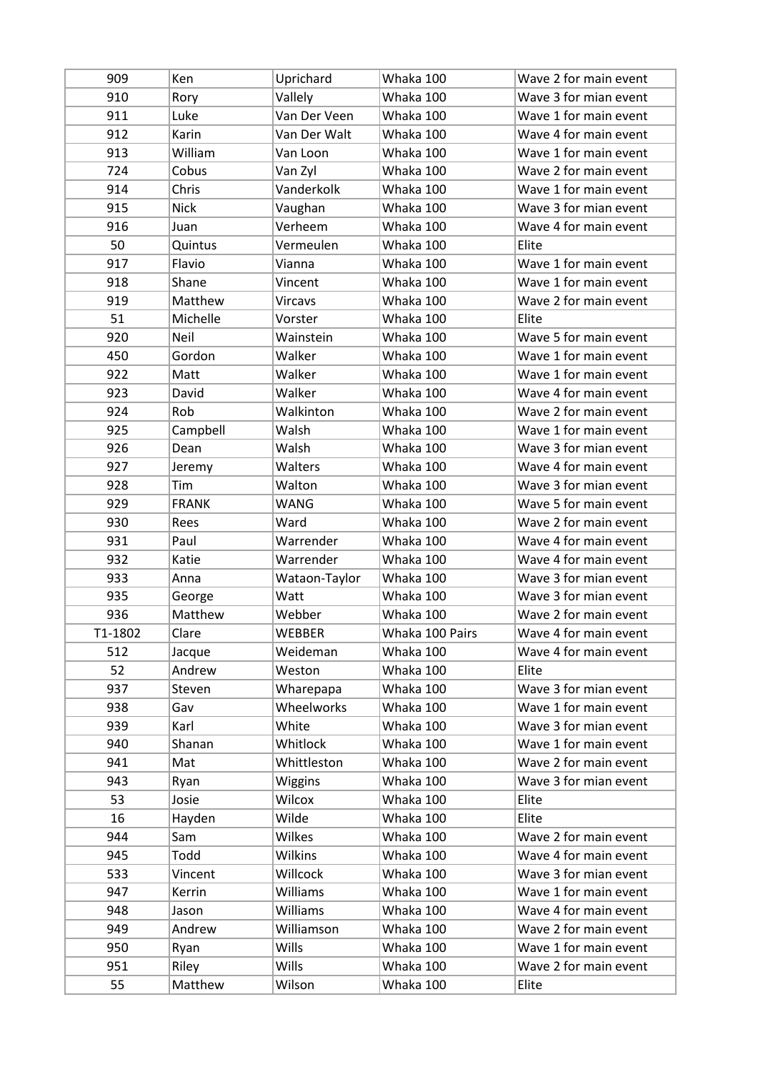| 909 | Ken | Uprichard | Whaka 100 | Wave 2 for main event |
|---|---|---|---|---|
| 910 | Rory | Vallely | Whaka 100 | Wave 3 for mian event |
| 911 | Luke | Van Der Veen | Whaka 100 | Wave 1 for main event |
| 912 | Karin | Van Der Walt | Whaka 100 | Wave 4 for main event |
| 913 | William | Van Loon | Whaka 100 | Wave 1 for main event |
| 724 | Cobus | Van Zyl | Whaka 100 | Wave 2 for main event |
| 914 | Chris | Vanderkolk | Whaka 100 | Wave 1 for main event |
| 915 | Nick | Vaughan | Whaka 100 | Wave 3 for mian event |
| 916 | Juan | Verheem | Whaka 100 | Wave 4 for main event |
| 50 | Quintus | Vermeulen | Whaka 100 | Elite |
| 917 | Flavio | Vianna | Whaka 100 | Wave 1 for main event |
| 918 | Shane | Vincent | Whaka 100 | Wave 1 for main event |
| 919 | Matthew | Vircavs | Whaka 100 | Wave 2 for main event |
| 51 | Michelle | Vorster | Whaka 100 | Elite |
| 920 | Neil | Wainstein | Whaka 100 | Wave 5 for main event |
| 450 | Gordon | Walker | Whaka 100 | Wave 1 for main event |
| 922 | Matt | Walker | Whaka 100 | Wave 1 for main event |
| 923 | David | Walker | Whaka 100 | Wave 4 for main event |
| 924 | Rob | Walkinton | Whaka 100 | Wave 2 for main event |
| 925 | Campbell | Walsh | Whaka 100 | Wave 1 for main event |
| 926 | Dean | Walsh | Whaka 100 | Wave 3 for mian event |
| 927 | Jeremy | Walters | Whaka 100 | Wave 4 for main event |
| 928 | Tim | Walton | Whaka 100 | Wave 3 for mian event |
| 929 | FRANK | WANG | Whaka 100 | Wave 5 for main event |
| 930 | Rees | Ward | Whaka 100 | Wave 2 for main event |
| 931 | Paul | Warrender | Whaka 100 | Wave 4 for main event |
| 932 | Katie | Warrender | Whaka 100 | Wave 4 for main event |
| 933 | Anna | Wataon-Taylor | Whaka 100 | Wave 3 for mian event |
| 935 | George | Watt | Whaka 100 | Wave 3 for mian event |
| 936 | Matthew | Webber | Whaka 100 | Wave 2 for main event |
| T1-1802 | Clare | WEBBER | Whaka 100 Pairs | Wave 4 for main event |
| 512 | Jacque | Weideman | Whaka 100 | Wave 4 for main event |
| 52 | Andrew | Weston | Whaka 100 | Elite |
| 937 | Steven | Wharepapa | Whaka 100 | Wave 3 for mian event |
| 938 | Gav | Wheelworks | Whaka 100 | Wave 1 for main event |
| 939 | Karl | White | Whaka 100 | Wave 3 for mian event |
| 940 | Shanan | Whitlock | Whaka 100 | Wave 1 for main event |
| 941 | Mat | Whittleston | Whaka 100 | Wave 2 for main event |
| 943 | Ryan | Wiggins | Whaka 100 | Wave 3 for mian event |
| 53 | Josie | Wilcox | Whaka 100 | Elite |
| 16 | Hayden | Wilde | Whaka 100 | Elite |
| 944 | Sam | Wilkes | Whaka 100 | Wave 2 for main event |
| 945 | Todd | Wilkins | Whaka 100 | Wave 4 for main event |
| 533 | Vincent | Willcock | Whaka 100 | Wave 3 for mian event |
| 947 | Kerrin | Williams | Whaka 100 | Wave 1 for main event |
| 948 | Jason | Williams | Whaka 100 | Wave 4 for main event |
| 949 | Andrew | Williamson | Whaka 100 | Wave 2 for main event |
| 950 | Ryan | Wills | Whaka 100 | Wave 1 for main event |
| 951 | Riley | Wills | Whaka 100 | Wave 2 for main event |
| 55 | Matthew | Wilson | Whaka 100 | Elite |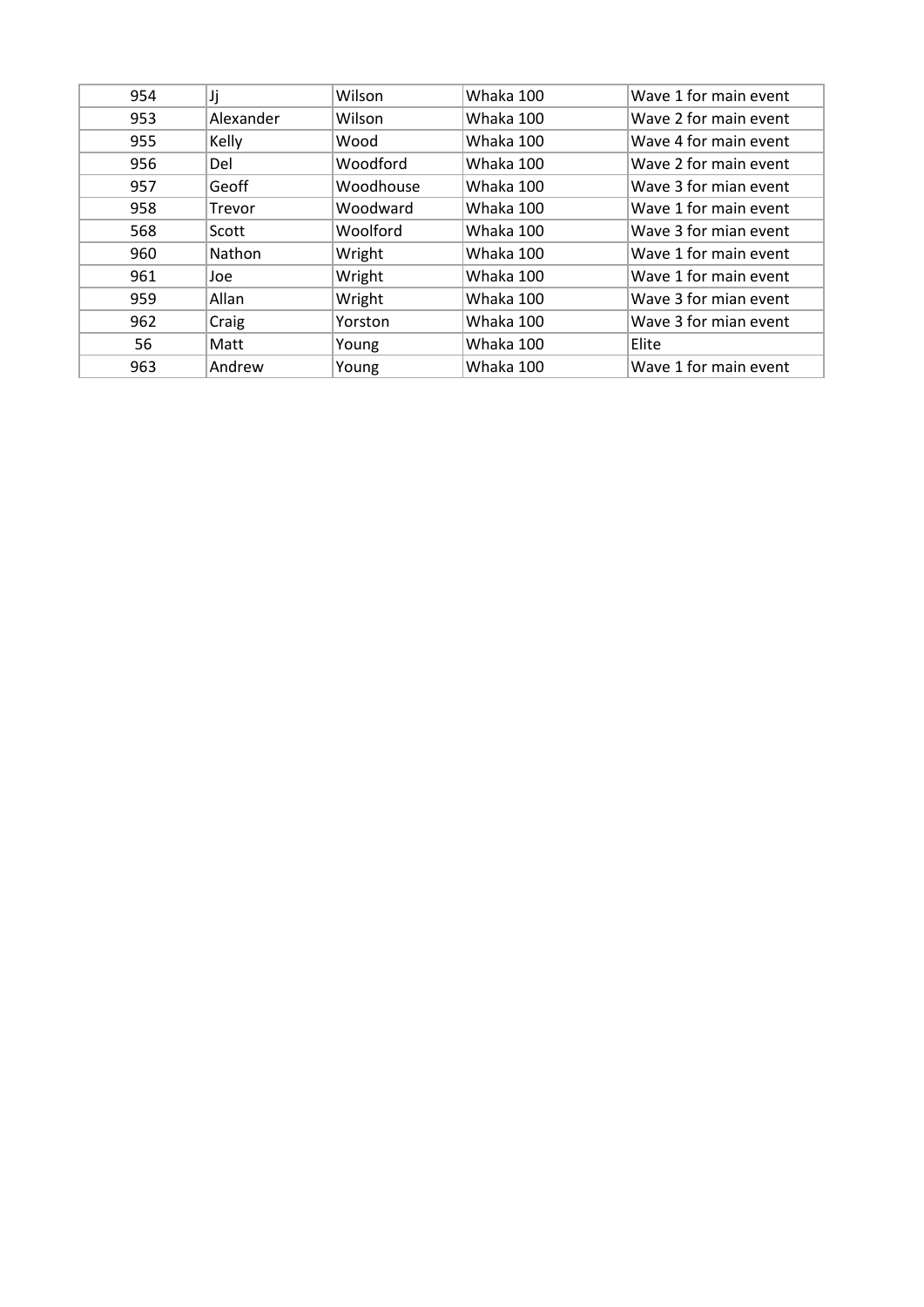| | | | | |
|---|---|---|---|---|
| 954 | Jj | Wilson | Whaka 100 | Wave 1 for main event |
| 953 | Alexander | Wilson | Whaka 100 | Wave 2 for main event |
| 955 | Kelly | Wood | Whaka 100 | Wave 4 for main event |
| 956 | Del | Woodford | Whaka 100 | Wave 2 for main event |
| 957 | Geoff | Woodhouse | Whaka 100 | Wave 3 for mian event |
| 958 | Trevor | Woodward | Whaka 100 | Wave 1 for main event |
| 568 | Scott | Woolford | Whaka 100 | Wave 3 for mian event |
| 960 | Nathon | Wright | Whaka 100 | Wave 1 for main event |
| 961 | Joe | Wright | Whaka 100 | Wave 1 for main event |
| 959 | Allan | Wright | Whaka 100 | Wave 3 for mian event |
| 962 | Craig | Yorston | Whaka 100 | Wave 3 for mian event |
| 56 | Matt | Young | Whaka 100 | Elite |
| 963 | Andrew | Young | Whaka 100 | Wave 1 for main event |